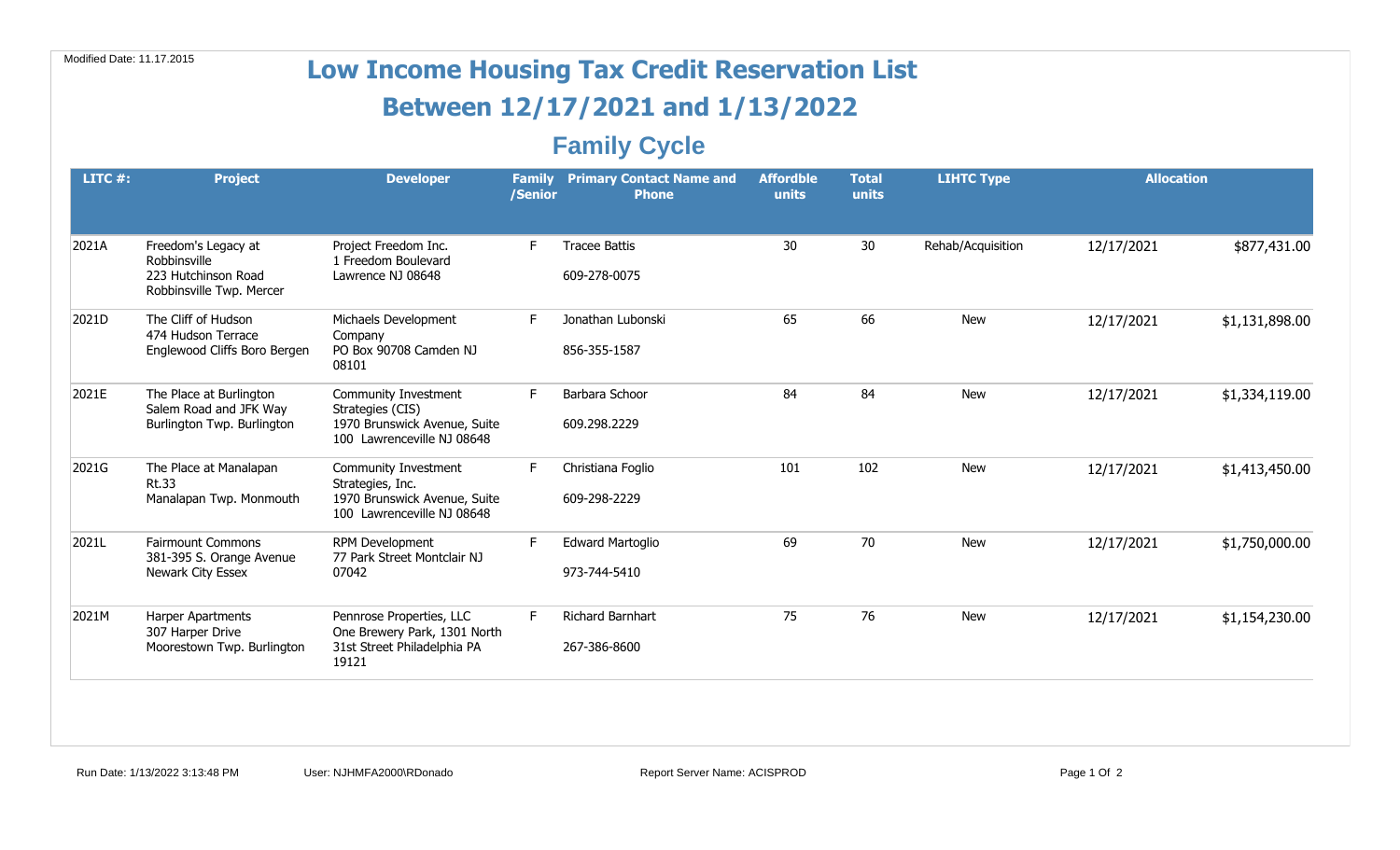Modified Date: 11.17.2015

# Low Income Housing Tax Credit Reservation List

## Between 12/17/2021 and 1/13/2022

### Family Cycle

| LITC #: | Project | Developer | Family /Senior | Primary Contact Name and Phone | Affordble units | Total units | LIHTC Type | Allocation | |
|---|---|---|---|---|---|---|---|---|---|
| 2021A | Freedom's Legacy at Robbinsville 223 Hutchinson Road Robbinsville Twp. Mercer | Project Freedom Inc. 1 Freedom Boulevard Lawrence NJ 08648 | F | Tracee Battis 609-278-0075 | 30 | 30 | Rehab/Acquisition | 12/17/2021 | $877,431.00 |
| 2021D | The Cliff of Hudson 474 Hudson Terrace Englewood Cliffs Boro Bergen | Michaels Development Company PO Box 90708 Camden NJ 08101 | F | Jonathan Lubonski 856-355-1587 | 65 | 66 | New | 12/17/2021 | $1,131,898.00 |
| 2021E | The Place at Burlington Salem Road and JFK Way Burlington Twp. Burlington | Community Investment Strategies (CIS) 1970 Brunswick Avenue, Suite 100 Lawrenceville NJ 08648 | F | Barbara Schoor 609.298.2229 | 84 | 84 | New | 12/17/2021 | $1,334,119.00 |
| 2021G | The Place at Manalapan Rt.33 Manalapan Twp. Monmouth | Community Investment Strategies, Inc. 1970 Brunswick Avenue, Suite 100 Lawrenceville NJ 08648 | F | Christiana Foglio 609-298-2229 | 101 | 102 | New | 12/17/2021 | $1,413,450.00 |
| 2021L | Fairmount Commons 381-395 S. Orange Avenue Newark City Essex | RPM Development 77 Park Street Montclair NJ 07042 | F | Edward Martoglio 973-744-5410 | 69 | 70 | New | 12/17/2021 | $1,750,000.00 |
| 2021M | Harper Apartments 307 Harper Drive Moorestown Twp. Burlington | Pennrose Properties, LLC One Brewery Park, 1301 North 31st Street Philadelphia PA 19121 | F | Richard Barnhart 267-386-8600 | 75 | 76 | New | 12/17/2021 | $1,154,230.00 |

Run Date: 1/13/2022 3:13:48 PM User: NJHMFA2000\RDonado Report Server Name: ACISPROD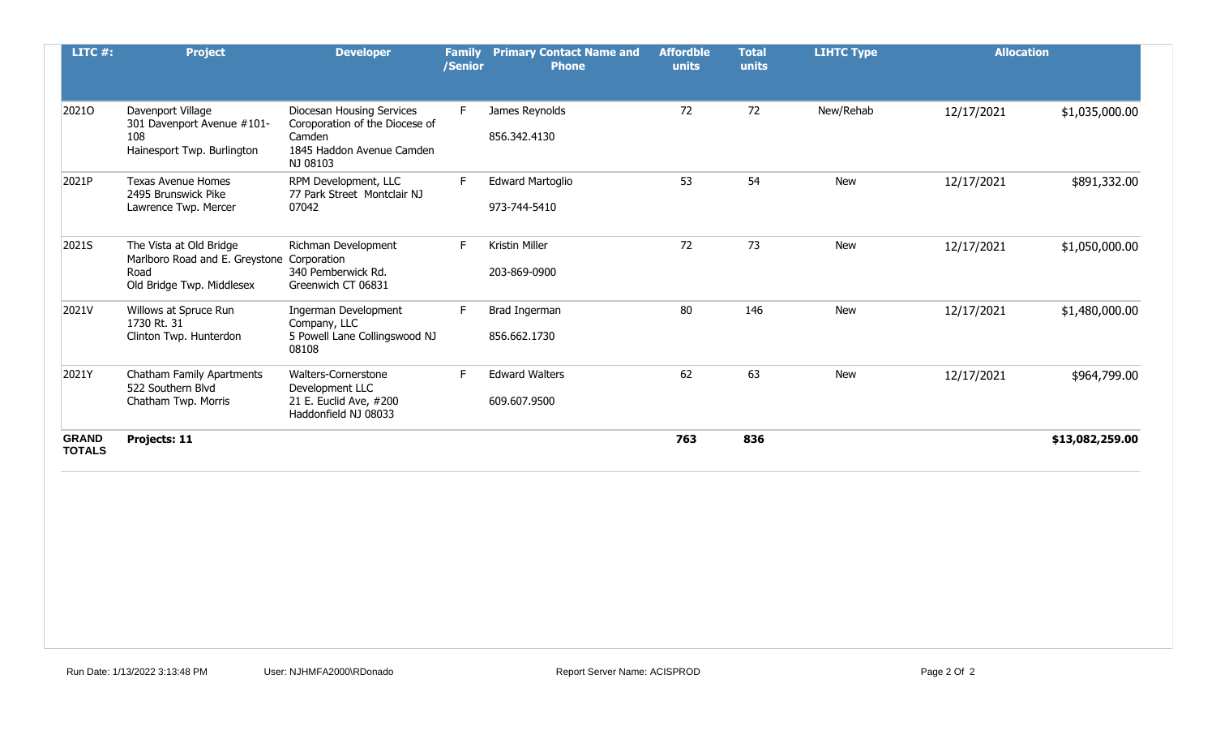| LITC #: | Project | Developer | Family /Senior | Primary Contact Name and Phone | Affordble units | Total units | LIHTC Type | Allocation | |
|---|---|---|---|---|---|---|---|---|---|
| 2021O | Davenport Village 301 Davenport Avenue #101-108 Hainesport Twp. Burlington | Diocesan Housing Services Coroporation of the Diocese of Camden 1845 Haddon Avenue Camden NJ 08103 | F | James Reynolds 856.342.4130 | 72 | 72 | New/Rehab | 12/17/2021 | $1,035,000.00 |
| 2021P | Texas Avenue Homes 2495 Brunswick Pike Lawrence Twp. Mercer | RPM Development, LLC 77 Park Street Montclair NJ 07042 | F | Edward Martoglio 973-744-5410 | 53 | 54 | New | 12/17/2021 | $891,332.00 |
| 2021S | The Vista at Old Bridge Marlboro Road and E. Greystone Road Old Bridge Twp. Middlesex | Richman Development Corporation 340 Pemberwick Rd. Greenwich CT 06831 | F | Kristin Miller 203-869-0900 | 72 | 73 | New | 12/17/2021 | $1,050,000.00 |
| 2021V | Willows at Spruce Run 1730 Rt. 31 Clinton Twp. Hunterdon | Ingerman Development Company, LLC 5 Powell Lane Collingswood NJ 08108 | F | Brad Ingerman 856.662.1730 | 80 | 146 | New | 12/17/2021 | $1,480,000.00 |
| 2021Y | Chatham Family Apartments 522 Southern Blvd Chatham Twp. Morris | Walters-Cornerstone Development LLC 21 E. Euclid Ave, #200 Haddonfield NJ 08033 | F | Edward Walters 609.607.9500 | 62 | 63 | New | 12/17/2021 | $964,799.00 |
| **GRAND TOTALS** | **Projects: 11** | | | | **763** | **836** | | | **$13,082,259.00** |

Run Date: 1/13/2022 3:13:48 PM User: NJHMFA2000\RDonado Report Server Name: ACISPROD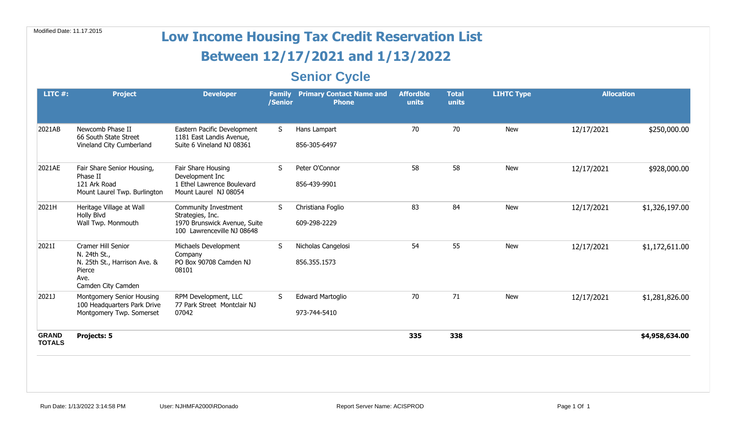Modified Date: 11.17.2015

# Low Income Housing Tax Credit Reservation List

# Between 12/17/2021 and 1/13/2022

## Senior Cycle

| LITC #: | Project | Developer | Family /Senior | Primary Contact Name and Phone | Affordble units | Total units | LIHTC Type | Allocation | |
|---|---|---|---|---|---|---|---|---|---|
| 2021AB | Newcomb Phase II 66 South State Street Vineland City Cumberland | Eastern Pacific Development 1181 East Landis Avenue, Suite 6 Vineland NJ 08361 | S | Hans Lampart 856-305-6497 | 70 | 70 | New | 12/17/2021 | $250,000.00 |
| 2021AE | Fair Share Senior Housing, Phase II 121 Ark Road Mount Laurel Twp. Burlington | Fair Share Housing Development Inc 1 Ethel Lawrence Boulevard Mount Laurel NJ 08054 | S | Peter O'Connor 856-439-9901 | 58 | 58 | New | 12/17/2021 | $928,000.00 |
| 2021H | Heritage Village at Wall Holly Blvd Wall Twp. Monmouth | Community Investment Strategies, Inc. 1970 Brunswick Avenue, Suite 100 Lawrenceville NJ 08648 | S | Christiana Foglio 609-298-2229 | 83 | 84 | New | 12/17/2021 | $1,326,197.00 |
| 2021I | Cramer Hill Senior N. 24th St., N. 25th St., Harrison Ave. & Pierce Ave. Camden City Camden | Michaels Development Company PO Box 90708 Camden NJ 08101 | S | Nicholas Cangelosi 856.355.1573 | 54 | 55 | New | 12/17/2021 | $1,172,611.00 |
| 2021J | Montgomery Senior Housing 100 Headquarters Park Drive Montgomery Twp. Somerset | RPM Development, LLC 77 Park Street Montclair NJ 07042 | S | Edward Martoglio 973-744-5410 | 70 | 71 | New | 12/17/2021 | $1,281,826.00 |
| **GRAND TOTALS** | **Projects: 5** | | | | **335** | **338** | | | **$4,958,634.00** |

Run Date: 1/13/2022 3:14:58 PM User: NJHMFA2000\RDonado Report Server Name: ACISPROD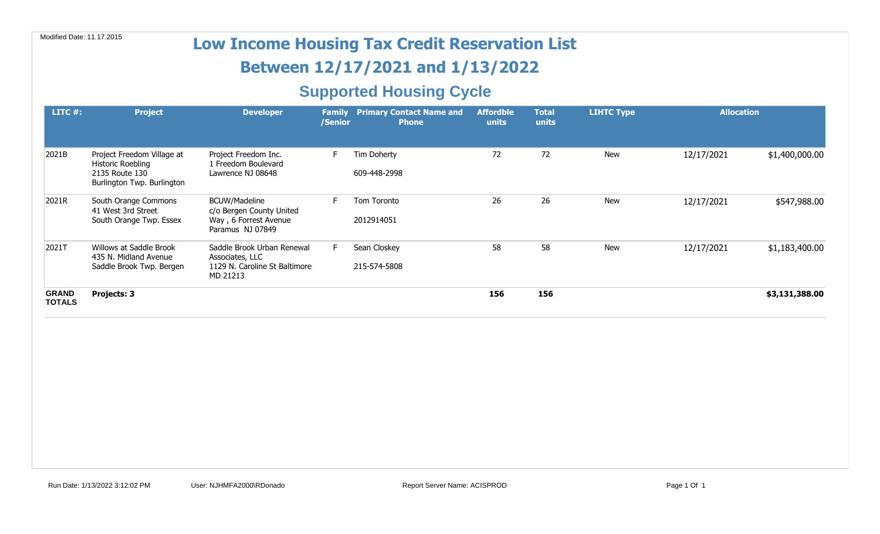Modified Date: 11.17.2015

# Low Income Housing Tax Credit Reservation List

## Between 12/17/2021 and 1/13/2022

## Supported Housing Cycle

| LITC #: | Project | Developer | Family /Senior | Primary Contact Name and Phone | Affordble units | Total units | LIHTC Type | Allocation | |
|---|---|---|---|---|---|---|---|---|---|
| 2021B | Project Freedom Village at Historic Roebling 2135 Route 130 Burlington Twp. Burlington | Project Freedom Inc. 1 Freedom Boulevard Lawrence NJ 08648 | F | Tim Doherty 609-448-2998 | 72 | 72 | New | 12/17/2021 | $1,400,000.00 |
| 2021R | South Orange Commons 41 West 3rd Street South Orange Twp. Essex | BCUW/Madeline c/o Bergen County United Way , 6 Forrest Avenue Paramus NJ 07849 | F | Tom Toronto 2012914051 | 26 | 26 | New | 12/17/2021 | $547,988.00 |
| 2021T | Willows at Saddle Brook 435 N. Midland Avenue Saddle Brook Twp. Bergen | Saddle Brook Urban Renewal Associates, LLC 1129 N. Caroline St Baltimore MD 21213 | F | Sean Closkey 215-574-5808 | 58 | 58 | New | 12/17/2021 | $1,183,400.00 |
| **GRAND TOTALS** | **Projects: 3** | | | | **156** | **156** | | | **$3,131,388.00** |

Run Date: 1/13/2022 3:12:02 PM User: NJHMFA2000\RDonado Report Server Name: ACISPROD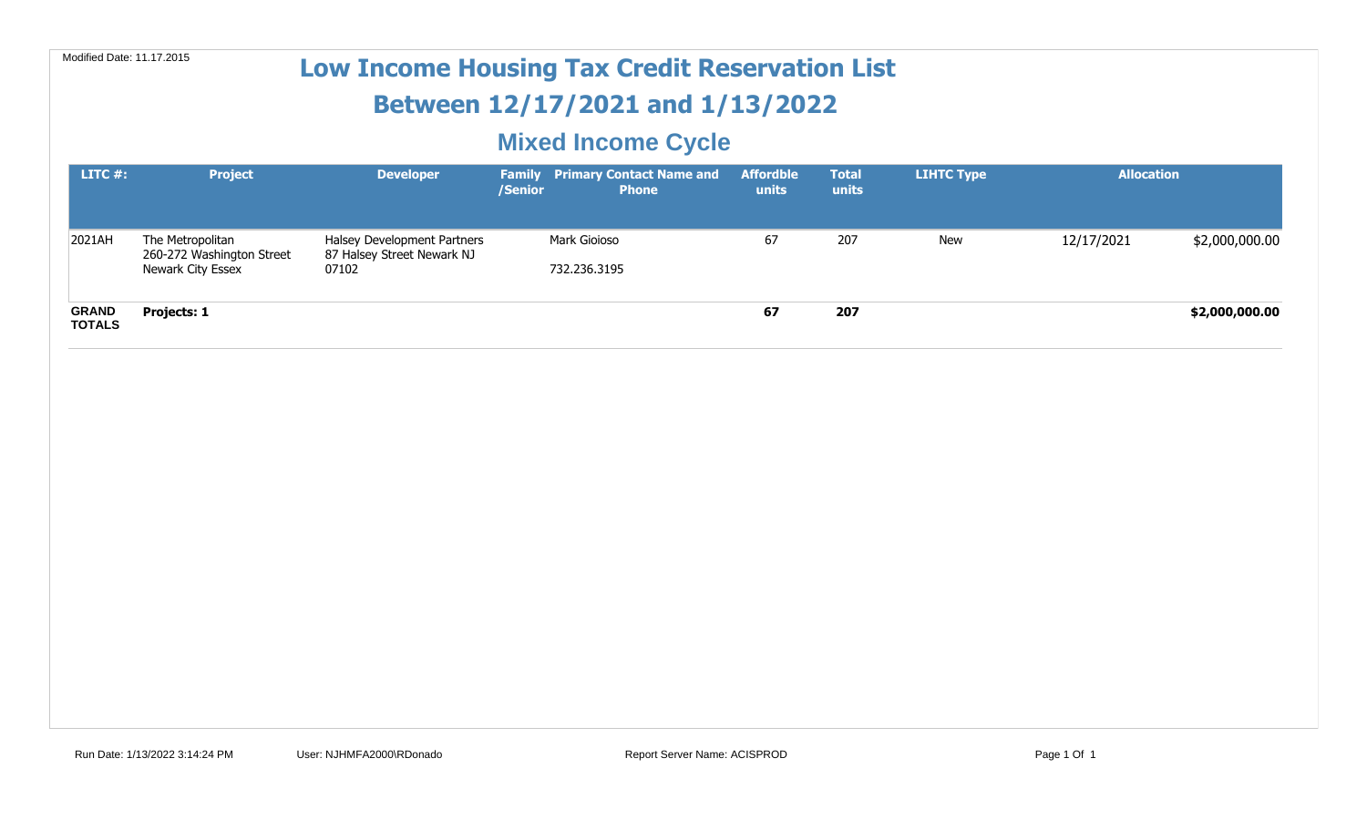Modified Date: 11.17.2015

# Low Income Housing Tax Credit Reservation List

## Between 12/17/2021 and 1/13/2022

### Mixed Income Cycle

| LITC #: | Project | Developer | Family /Senior | Primary Contact Name and Phone | Affordble units | Total units | LIHTC Type | Allocation | |
|---|---|---|---|---|---|---|---|---|---|
| 2021AH | The Metropolitan 260-272 Washington Street Newark City Essex | Halsey Development Partners 87 Halsey Street Newark NJ 07102 | | Mark Gioioso 732.236.3195 | 67 | 207 | New | 12/17/2021 | $2,000,000.00 |
| **GRAND TOTALS** | **Projects: 1** | | | | **67** | **207** | | | **$2,000,000.00** |

Run Date: 1/13/2022 3:14:24 PM    User: NJHMFA2000\RDonado    Report Server Name: ACISPROD